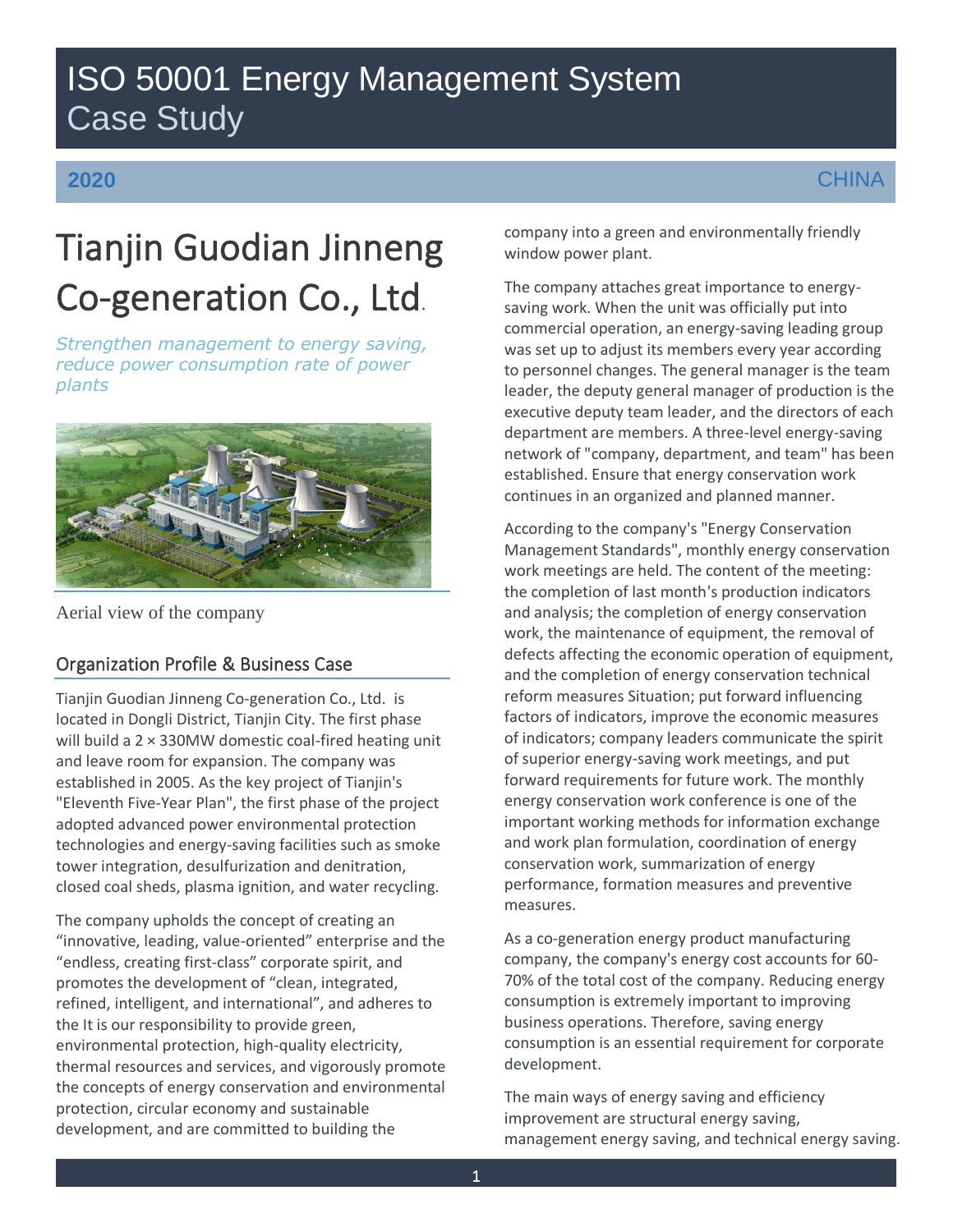# ISO 50001 Energy Management System Case Study

**2020** CHINA

# Tianjin Guodian Jinneng Co-generation Co., Ltd.

*Strengthen management to energy saving, reduce power consumption rate of power plants*

Aerial view of the company

## Organization Profile & Business Case

Tianjin Guodian Jinneng Co-generation Co., Ltd. is located in Dongli District, Tianjin City. The first phase will build a 2 × 330MW domestic coal-fired heating unit and leave room for expansion. The company was established in 2005. As the key project of Tianjin's "Eleventh Five-Year Plan", the first phase of the project adopted advanced power environmental protection technologies and energy-saving facilities such as smoke tower integration, desulfurization and denitration, closed coal sheds, plasma ignition, and water recycling.

The company upholds the concept of creating an "innovative, leading, value-oriented" enterprise and the "endless, creating first-class" corporate spirit, and promotes the development of "clean, integrated, refined, intelligent, and international", and adheres to the It is our responsibility to provide green, environmental protection, high-quality electricity, thermal resources and services, and vigorously promote the concepts of energy conservation and environmental protection, circular economy and sustainable development, and are committed to building the company into a green and environmentally friendly window power plant.

The company attaches great importance to energy-saving work. When the unit was officially put into commercial operation, an energy-saving leading group was set up to adjust its members every year according to personnel changes. The general manager is the team leader, the deputy general manager of production is the executive deputy team leader, and the directors of each department are members. A three-level energy-saving network of "company, department, and team" has been established. Ensure that energy conservation work continues in an organized and planned manner.

According to the company's "Energy Conservation Management Standards", monthly energy conservation work meetings are held. The content of the meeting: the completion of last month's production indicators and analysis; the completion of energy conservation work, the maintenance of equipment, the removal of defects affecting the economic operation of equipment, and the completion of energy conservation technical reform measures Situation; put forward influencing factors of indicators, improve the economic measures of indicators; company leaders communicate the spirit of superior energy-saving work meetings, and put forward requirements for future work. The monthly energy conservation work conference is one of the important working methods for information exchange and work plan formulation, coordination of energy conservation work, summarization of energy performance, formation measures and preventive measures.

As a co-generation energy product manufacturing company, the company's energy cost accounts for 60-70% of the total cost of the company. Reducing energy consumption is extremely important to improving business operations. Therefore, saving energy consumption is an essential requirement for corporate development.

The main ways of energy saving and efficiency improvement are structural energy saving, management energy saving, and technical energy saving.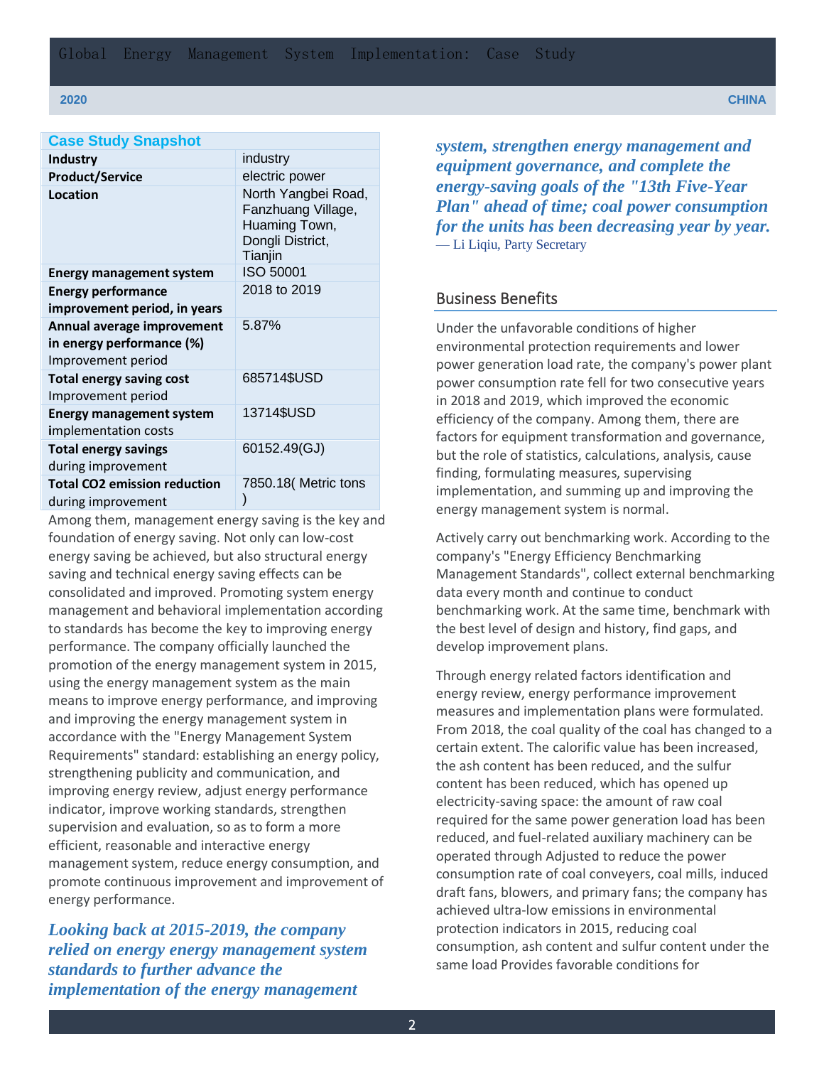## Case Study Snapshot

| | |
|---|---|
| **Industry** | industry |
| **Product/Service** | electric power |
| **Location** | North Yangbei Road, Fanzhuang Village, Huaming Town, Dongli District, Tianjin |
| **Energy management system** | ISO 50001 |
| **Energy performance improvement period, in years** | 2018 to 2019 |
| **Annual average improvement in energy performance (%)** Improvement period | 5.87% |
| **Total energy saving cost** Improvement period | 685714$USD |
| **Energy management system** implementation costs | 13714$USD |
| **Total energy savings** during improvement | 60152.49(GJ) |
| **Total CO2 emission reduction** during improvement | 7850.18( Metric tons ) |

Among them, management energy saving is the key and foundation of energy saving. Not only can low-cost energy saving be achieved, but also structural energy saving and technical energy saving effects can be consolidated and improved. Promoting system energy management and behavioral implementation according to standards has become the key to improving energy performance. The company officially launched the promotion of the energy management system in 2015, using the energy management system as the main means to improve energy performance, and improving and improving the energy management system in accordance with the "Energy Management System Requirements" standard: establishing an energy policy, strengthening publicity and communication, and improving energy review, adjust energy performance indicator, improve working standards, strengthen supervision and evaluation, so as to form a more efficient, reasonable and interactive energy management system, reduce energy consumption, and promote continuous improvement and improvement of energy performance.

***Looking back at 2015-2019, the company relied on energy energy management system standards to further advance the implementation of the energy management system, strengthen energy management and equipment governance, and complete the energy-saving goals of the "13th Five-Year Plan" ahead of time; coal power consumption for the units has been decreasing year by year.***
— Li Liqiu, Party Secretary

## Business Benefits

Under the unfavorable conditions of higher environmental protection requirements and lower power generation load rate, the company's power plant power consumption rate fell for two consecutive years in 2018 and 2019, which improved the economic efficiency of the company. Among them, there are factors for equipment transformation and governance, but the role of statistics, calculations, analysis, cause finding, formulating measures, supervising implementation, and summing up and improving the energy management system is normal.

Actively carry out benchmarking work. According to the company's "Energy Efficiency Benchmarking Management Standards", collect external benchmarking data every month and continue to conduct benchmarking work. At the same time, benchmark with the best level of design and history, find gaps, and develop improvement plans.

Through energy related factors identification and energy review, energy performance improvement measures and implementation plans were formulated. From 2018, the coal quality of the coal has changed to a certain extent. The calorific value has been increased, the ash content has been reduced, and the sulfur content has been reduced, which has opened up electricity-saving space: the amount of raw coal required for the same power generation load has been reduced, and fuel-related auxiliary machinery can be operated through Adjusted to reduce the power consumption rate of coal conveyers, coal mills, induced draft fans, blowers, and primary fans; the company has achieved ultra-low emissions in environmental protection indicators in 2015, reducing coal consumption, ash content and sulfur content under the same load Provides favorable conditions for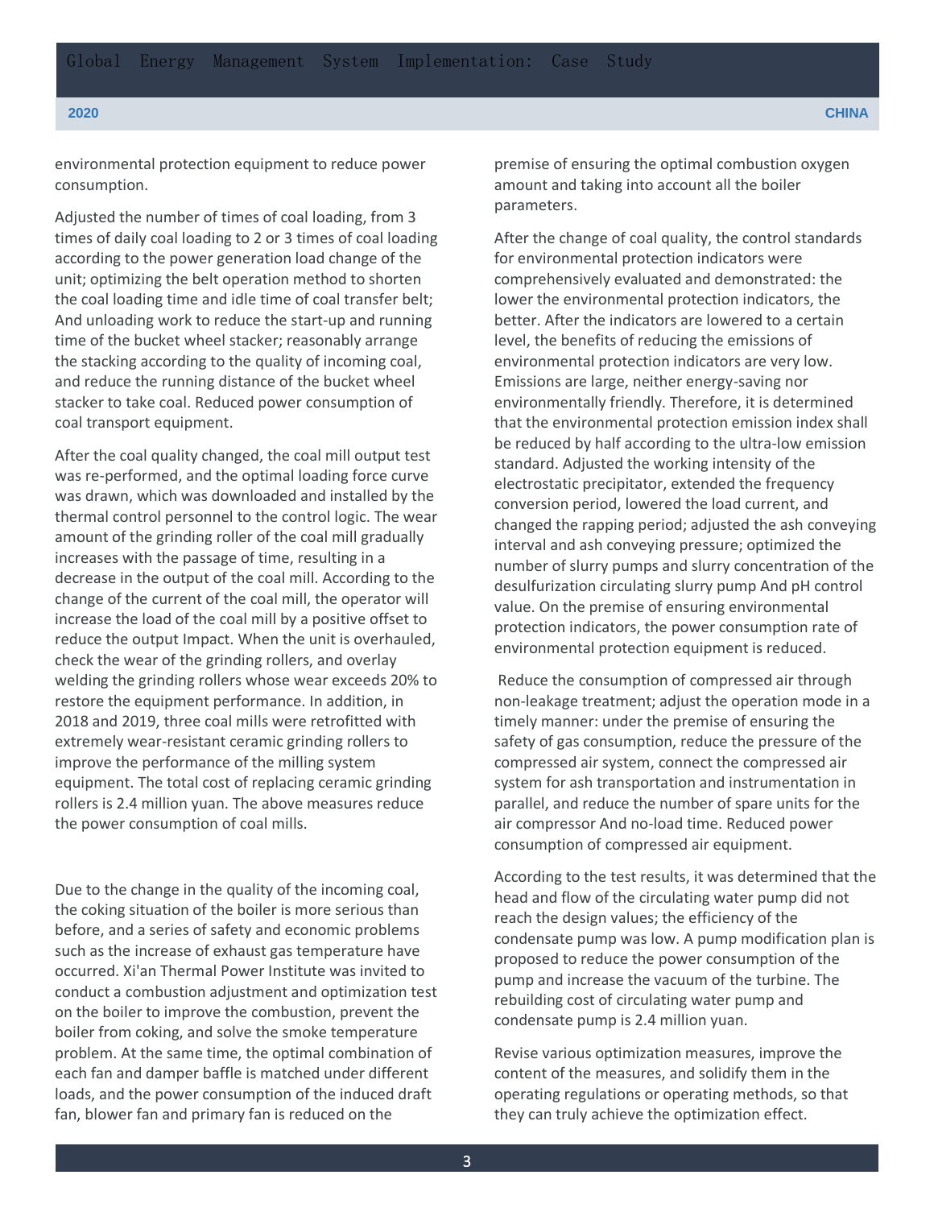environmental protection equipment to reduce power consumption.

Adjusted the number of times of coal loading, from 3 times of daily coal loading to 2 or 3 times of coal loading according to the power generation load change of the unit; optimizing the belt operation method to shorten the coal loading time and idle time of coal transfer belt; And unloading work to reduce the start-up and running time of the bucket wheel stacker; reasonably arrange the stacking according to the quality of incoming coal, and reduce the running distance of the bucket wheel stacker to take coal. Reduced power consumption of coal transport equipment.

After the coal quality changed, the coal mill output test was re-performed, and the optimal loading force curve was drawn, which was downloaded and installed by the thermal control personnel to the control logic. The wear amount of the grinding roller of the coal mill gradually increases with the passage of time, resulting in a decrease in the output of the coal mill. According to the change of the current of the coal mill, the operator will increase the load of the coal mill by a positive offset to reduce the output Impact. When the unit is overhauled, check the wear of the grinding rollers, and overlay welding the grinding rollers whose wear exceeds 20% to restore the equipment performance. In addition, in 2018 and 2019, three coal mills were retrofitted with extremely wear-resistant ceramic grinding rollers to improve the performance of the milling system equipment. The total cost of replacing ceramic grinding rollers is 2.4 million yuan. The above measures reduce the power consumption of coal mills.

Due to the change in the quality of the incoming coal, the coking situation of the boiler is more serious than before, and a series of safety and economic problems such as the increase of exhaust gas temperature have occurred. Xi'an Thermal Power Institute was invited to conduct a combustion adjustment and optimization test on the boiler to improve the combustion, prevent the boiler from coking, and solve the smoke temperature problem. At the same time, the optimal combination of each fan and damper baffle is matched under different loads, and the power consumption of the induced draft fan, blower fan and primary fan is reduced on the premise of ensuring the optimal combustion oxygen amount and taking into account all the boiler parameters.

After the change of coal quality, the control standards for environmental protection indicators were comprehensively evaluated and demonstrated: the lower the environmental protection indicators, the better. After the indicators are lowered to a certain level, the benefits of reducing the emissions of environmental protection indicators are very low. Emissions are large, neither energy-saving nor environmentally friendly. Therefore, it is determined that the environmental protection emission index shall be reduced by half according to the ultra-low emission standard. Adjusted the working intensity of the electrostatic precipitator, extended the frequency conversion period, lowered the load current, and changed the rapping period; adjusted the ash conveying interval and ash conveying pressure; optimized the number of slurry pumps and slurry concentration of the desulfurization circulating slurry pump And pH control value. On the premise of ensuring environmental protection indicators, the power consumption rate of environmental protection equipment is reduced.

Reduce the consumption of compressed air through non-leakage treatment; adjust the operation mode in a timely manner: under the premise of ensuring the safety of gas consumption, reduce the pressure of the compressed air system, connect the compressed air system for ash transportation and instrumentation in parallel, and reduce the number of spare units for the air compressor And no-load time. Reduced power consumption of compressed air equipment.

According to the test results, it was determined that the head and flow of the circulating water pump did not reach the design values; the efficiency of the condensate pump was low. A pump modification plan is proposed to reduce the power consumption of the pump and increase the vacuum of the turbine. The rebuilding cost of circulating water pump and condensate pump is 2.4 million yuan.

Revise various optimization measures, improve the content of the measures, and solidify them in the operating regulations or operating methods, so that they can truly achieve the optimization effect.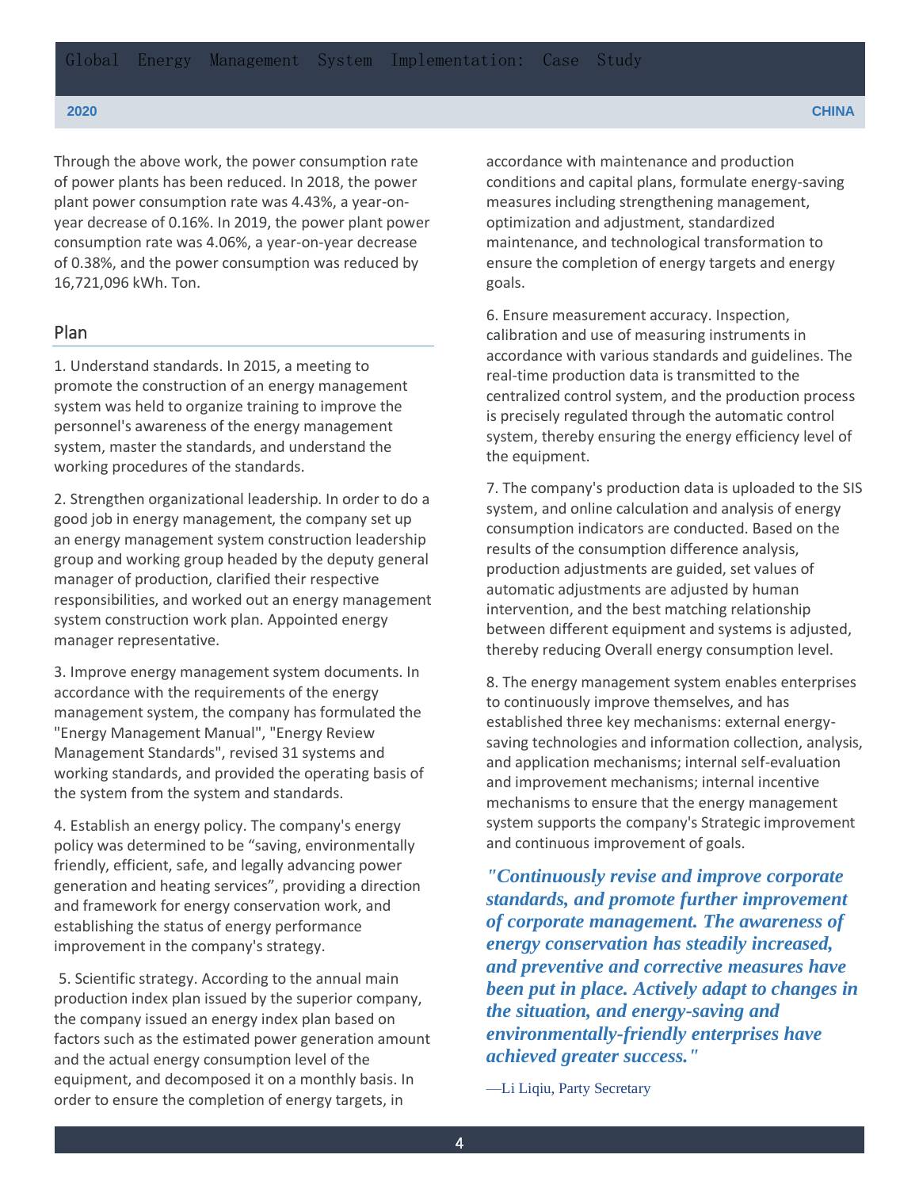Through the above work, the power consumption rate of power plants has been reduced. In 2018, the power plant power consumption rate was 4.43%, a year-on-year decrease of 0.16%. In 2019, the power plant power consumption rate was 4.06%, a year-on-year decrease of 0.38%, and the power consumption was reduced by 16,721,096 kWh. Ton.

## Plan

1. Understand standards. In 2015, a meeting to promote the construction of an energy management system was held to organize training to improve the personnel's awareness of the energy management system, master the standards, and understand the working procedures of the standards.

2. Strengthen organizational leadership. In order to do a good job in energy management, the company set up an energy management system construction leadership group and working group headed by the deputy general manager of production, clarified their respective responsibilities, and worked out an energy management system construction work plan. Appointed energy manager representative.

3. Improve energy management system documents. In accordance with the requirements of the energy management system, the company has formulated the "Energy Management Manual", "Energy Review Management Standards", revised 31 systems and working standards, and provided the operating basis of the system from the system and standards.

4. Establish an energy policy. The company's energy policy was determined to be “saving, environmentally friendly, efficient, safe, and legally advancing power generation and heating services”, providing a direction and framework for energy conservation work, and establishing the status of energy performance improvement in the company's strategy.

5. Scientific strategy. According to the annual main production index plan issued by the superior company, the company issued an energy index plan based on factors such as the estimated power generation amount and the actual energy consumption level of the equipment, and decomposed it on a monthly basis. In order to ensure the completion of energy targets, in accordance with maintenance and production conditions and capital plans, formulate energy-saving measures including strengthening management, optimization and adjustment, standardized maintenance, and technological transformation to ensure the completion of energy targets and energy goals.

6. Ensure measurement accuracy. Inspection, calibration and use of measuring instruments in accordance with various standards and guidelines. The real-time production data is transmitted to the centralized control system, and the production process is precisely regulated through the automatic control system, thereby ensuring the energy efficiency level of the equipment.

7. The company's production data is uploaded to the SIS system, and online calculation and analysis of energy consumption indicators are conducted. Based on the results of the consumption difference analysis, production adjustments are guided, set values of automatic adjustments are adjusted by human intervention, and the best matching relationship between different equipment and systems is adjusted, thereby reducing Overall energy consumption level.

8. The energy management system enables enterprises to continuously improve themselves, and has established three key mechanisms: external energy-saving technologies and information collection, analysis, and application mechanisms; internal self-evaluation and improvement mechanisms; internal incentive mechanisms to ensure that the energy management system supports the company's Strategic improvement and continuous improvement of goals.

> ***"Continuously revise and improve corporate standards, and promote further improvement of corporate management. The awareness of energy conservation has steadily increased, and preventive and corrective measures have been put in place. Actively adapt to changes in the situation, and energy-saving and environmentally-friendly enterprises have achieved greater success."***
>
> —Li Liqiu, Party Secretary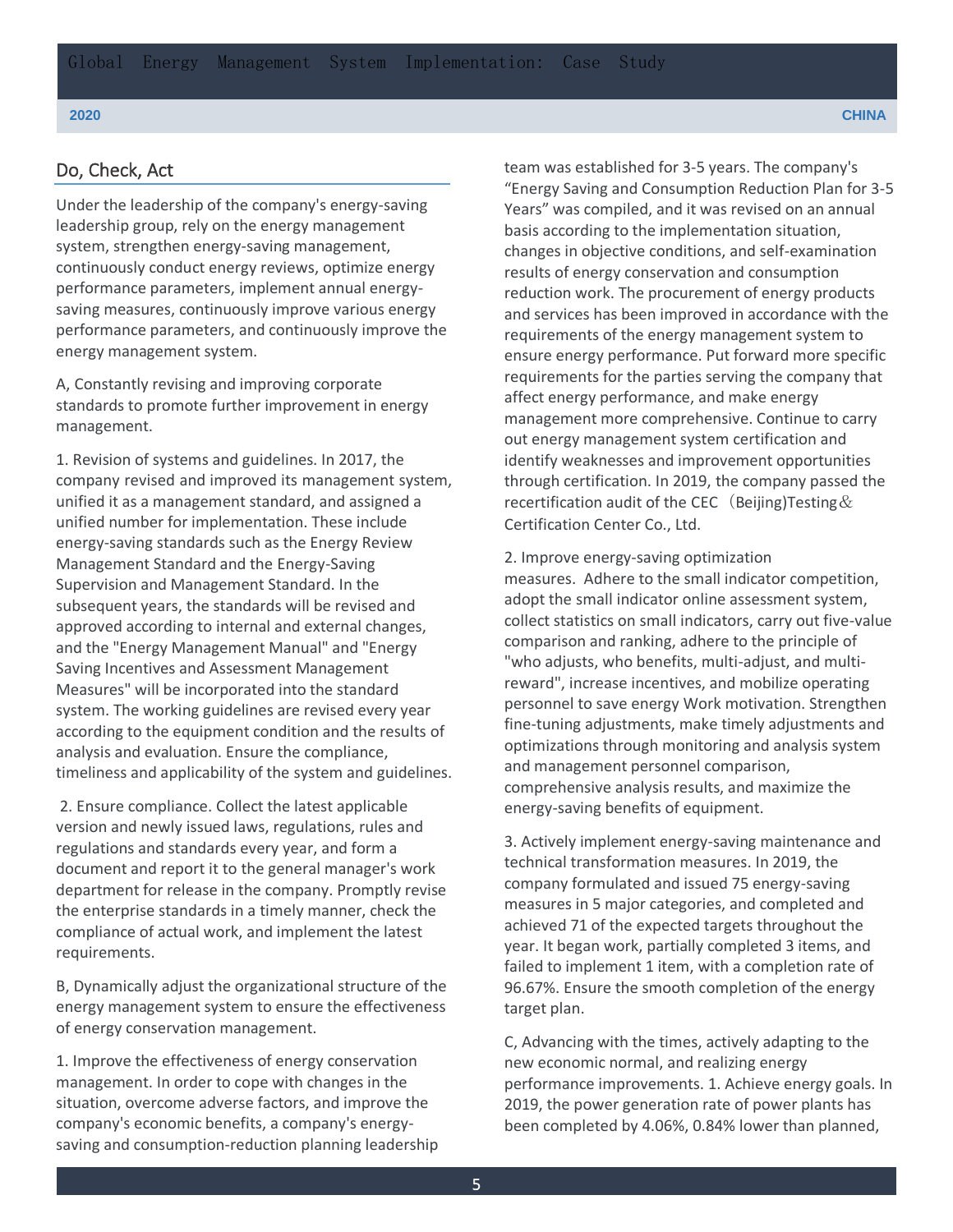## Do, Check, Act

Under the leadership of the company's energy-saving leadership group, rely on the energy management system, strengthen energy-saving management, continuously conduct energy reviews, optimize energy performance parameters, implement annual energy-saving measures, continuously improve various energy performance parameters, and continuously improve the energy management system.

A, Constantly revising and improving corporate standards to promote further improvement in energy management.

1. Revision of systems and guidelines. In 2017, the company revised and improved its management system, unified it as a management standard, and assigned a unified number for implementation. These include energy-saving standards such as the Energy Review Management Standard and the Energy-Saving Supervision and Management Standard. In the subsequent years, the standards will be revised and approved according to internal and external changes, and the "Energy Management Manual" and "Energy Saving Incentives and Assessment Management Measures" will be incorporated into the standard system. The working guidelines are revised every year according to the equipment condition and the results of analysis and evaluation. Ensure the compliance, timeliness and applicability of the system and guidelines.

2. Ensure compliance. Collect the latest applicable version and newly issued laws, regulations, rules and regulations and standards every year, and form a document and report it to the general manager's work department for release in the company. Promptly revise the enterprise standards in a timely manner, check the compliance of actual work, and implement the latest requirements.

B, Dynamically adjust the organizational structure of the energy management system to ensure the effectiveness of energy conservation management.

1. Improve the effectiveness of energy conservation management. In order to cope with changes in the situation, overcome adverse factors, and improve the company's economic benefits, a company's energy-saving and consumption-reduction planning leadership team was established for 3-5 years. The company's "Energy Saving and Consumption Reduction Plan for 3-5 Years" was compiled, and it was revised on an annual basis according to the implementation situation, changes in objective conditions, and self-examination results of energy conservation and consumption reduction work. The procurement of energy products and services has been improved in accordance with the requirements of the energy management system to ensure energy performance. Put forward more specific requirements for the parties serving the company that affect energy performance, and make energy management more comprehensive. Continue to carry out energy management system certification and identify weaknesses and improvement opportunities through certification. In 2019, the company passed the recertification audit of the CEC（Beijing)Testing＆ Certification Center Co., Ltd.

2. Improve energy-saving optimization measures. Adhere to the small indicator competition, adopt the small indicator online assessment system, collect statistics on small indicators, carry out five-value comparison and ranking, adhere to the principle of "who adjusts, who benefits, multi-adjust, and multi-reward", increase incentives, and mobilize operating personnel to save energy Work motivation. Strengthen fine-tuning adjustments, make timely adjustments and optimizations through monitoring and analysis system and management personnel comparison, comprehensive analysis results, and maximize the energy-saving benefits of equipment.

3. Actively implement energy-saving maintenance and technical transformation measures. In 2019, the company formulated and issued 75 energy-saving measures in 5 major categories, and completed and achieved 71 of the expected targets throughout the year. It began work, partially completed 3 items, and failed to implement 1 item, with a completion rate of 96.67%. Ensure the smooth completion of the energy target plan.

C, Advancing with the times, actively adapting to the new economic normal, and realizing energy performance improvements. 1. Achieve energy goals. In 2019, the power generation rate of power plants has been completed by 4.06%, 0.84% lower than planned,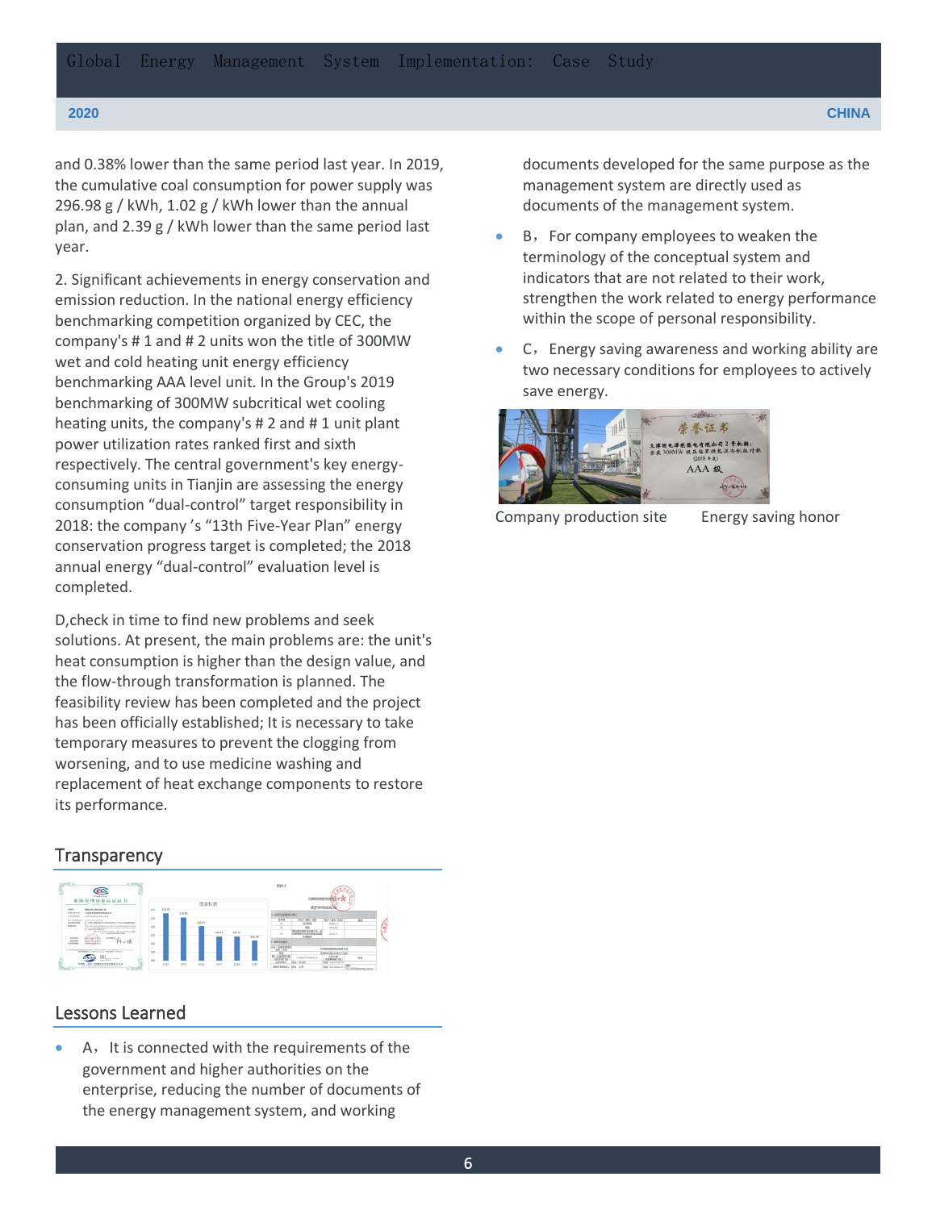and 0.38% lower than the same period last year. In 2019, the cumulative coal consumption for power supply was 296.98 g / kWh, 1.02 g / kWh lower than the annual plan, and 2.39 g / kWh lower than the same period last year.

2. Significant achievements in energy conservation and emission reduction. In the national energy efficiency benchmarking competition organized by CEC, the company's # 1 and # 2 units won the title of 300MW wet and cold heating unit energy efficiency benchmarking AAA level unit. In the Group's 2019 benchmarking of 300MW subcritical wet cooling heating units, the company's # 2 and # 1 unit plant power utilization rates ranked first and sixth respectively. The central government's key energy-consuming units in Tianjin are assessing the energy consumption “dual-control” target responsibility in 2018: the company 's “13th Five-Year Plan” energy conservation progress target is completed; the 2018 annual energy “dual-control” evaluation level is completed.

D,check in time to find new problems and seek solutions. At present, the main problems are: the unit's heat consumption is higher than the design value, and the flow-through transformation is planned. The feasibility review has been completed and the project has been officially established; It is necessary to take temporary measures to prevent the clogging from worsening, and to use medicine washing and replacement of heat exchange components to restore its performance.

## Transparency

## Lessons Learned

- A，It is connected with the requirements of the government and higher authorities on the enterprise, reducing the number of documents of the energy management system, and working documents developed for the same purpose as the management system are directly used as documents of the management system.
- B，For company employees to weaken the terminology of the conceptual system and indicators that are not related to their work, strengthen the work related to energy performance within the scope of personal responsibility.
- C，Energy saving awareness and working ability are two necessary conditions for employees to actively save energy.

Company production site    Energy saving honor